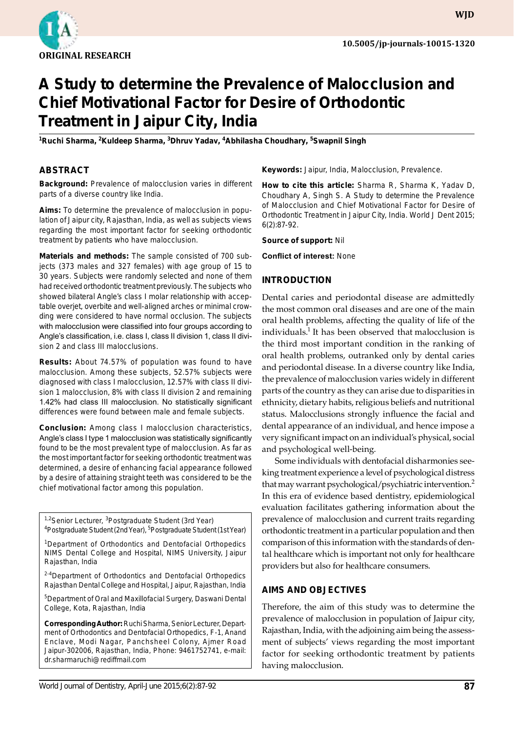ORIGINAL RESEARCH

10.5005/jp-journals-10015-1320

# A Study to determine the Prevalence of Malocclusion and Chief Motivational Factor for Desire of Orthodontic Treatment in Jaipur City, India

[1]Ruchi Sharma, [2]Kuldeep Sharma, [3]Dhruv Yadav, [4]Abhilasha Choudhary, [5]Swapnil Singh

## ABSTRACT

**Background:** Prevalence of malocclusion varies in different parts of a diverse country like India.

**Aims:** To determine the prevalence of malocclusion in population of Jaipur city, Rajasthan, India, as well as subjects views regarding the most important factor for seeking orthodontic treatment by patients who have malocclusion.

**Materials and methods:** The sample consisted of 700 subjects (373 males and 327 females) with age group of 15 to 30 years. Subjects were randomly selected and none of them had received orthodontic treatment previously. The subjects who showed bilateral Angle's class I molar relationship with acceptable overjet, overbite and well-aligned arches or minimal crowding were considered to have normal occlusion. The subjects with malocclusion were classified into four groups according to Angle's classification, i.e. class I, class II division 1, class II division 2 and class III malocclusions.

**Results:** About 74.57% of population was found to have malocclusion. Among these subjects, 52.57% subjects were diagnosed with class I malocclusion, 12.57% with class II division 1 malocclusion, 8% with class II division 2 and remaining 1.42% had class III malocclusion. No statistically significant differences were found between male and female subjects.

**Conclusion:** Among class I malocclusion characteristics, Angle's class I type 1 malocclusion was statistically significantly found to be the most prevalent type of malocclusion. As far as the most important factor for seeking orthodontic treatment was determined, a desire of enhancing facial appearance followed by a desire of attaining straight teeth was considered to be the chief motivational factor among this population.

[1,2]Senior Lecturer, [3]Postgraduate Student (3rd Year)
[4]Postgraduate Student (2nd Year), [5]Postgraduate Student (1st Year)

[1]Department of Orthodontics and Dentofacial Orthopedics NIMS Dental College and Hospital, NIMS University, Jaipur Rajasthan, India

[2-4]Department of Orthodontics and Dentofacial Orthopedics Rajasthan Dental College and Hospital, Jaipur, Rajasthan, India

[5]Department of Oral and Maxillofacial Surgery, Daswani Dental College, Kota, Rajasthan, India

**Corresponding Author:** Ruchi Sharma, Senior Lecturer, Department of Orthodontics and Dentofacial Orthopedics, F-1, Anand Enclave, Modi Nagar, Panchsheel Colony, Ajmer Road Jaipur-302006, Rajasthan, India, Phone: 9461752741, e-mail: dr.sharmaruchi@rediffmail.com

**Keywords:** Jaipur, India, Malocclusion, Prevalence.

**How to cite this article:** Sharma R, Sharma K, Yadav D, Choudhary A, Singh S. A Study to determine the Prevalence of Malocclusion and Chief Motivational Factor for Desire of Orthodontic Treatment in Jaipur City, India. World J Dent 2015; 6(2):87-92.

**Source of support:** Nil

**Conflict of interest:** None

## INTRODUCTION

Dental caries and periodontal disease are admittedly the most common oral diseases and are one of the main oral health problems, affecting the quality of life of the individuals.[1] It has been observed that malocclusion is the third most important condition in the ranking of oral health problems, outranked only by dental caries and periodontal disease. In a diverse country like India, the prevalence of malocclusion varies widely in different parts of the country as they can arise due to disparities in ethnicity, dietary habits, religious beliefs and nutritional status. Malocclusions strongly influence the facial and dental appearance of an individual, and hence impose a very significant impact on an individual's physical, social and psychological well-being.

Some individuals with dentofacial disharmonies seeking treatment experience a level of psychological distress that may warrant psychological/psychiatric intervention.[2] In this era of evidence based dentistry, epidemiological evaluation facilitates gathering information about the prevalence of malocclusion and current traits regarding orthodontic treatment in a particular population and then comparison of this information with the standards of dental healthcare which is important not only for healthcare providers but also for healthcare consumers.

## AIMS AND OBJECTIVES

Therefore, the aim of this study was to determine the prevalence of malocclusion in population of Jaipur city, Rajasthan, India, with the adjoining aim being the assessment of subjects' views regarding the most important factor for seeking orthodontic treatment by patients having malocclusion.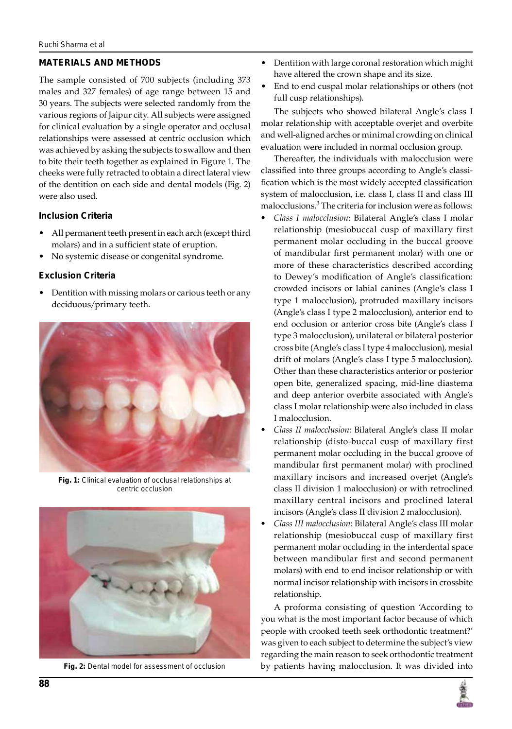## MATERIALS AND METHODS

The sample consisted of 700 subjects (including 373 males and 327 females) of age range between 15 and 30 years. The subjects were selected randomly from the various regions of Jaipur city. All subjects were assigned for clinical evaluation by a single operator and occlusal relationships were assessed at centric occlusion which was achieved by asking the subjects to swallow and then to bite their teeth together as explained in Figure 1. The cheeks were fully retracted to obtain a direct lateral view of the dentition on each side and dental models (Fig. 2) were also used.

### Inclusion Criteria

- All permanent teeth present in each arch (except third molars) and in a sufficient state of eruption.
- No systemic disease or congenital syndrome.

### Exclusion Criteria

- Dentition with missing molars or carious teeth or any deciduous/primary teeth.

**Fig. 1:** Clinical evaluation of occlusal relationships at centric occlusion

**Fig. 2:** Dental model for assessment of occlusion

- Dentition with large coronal restoration which might have altered the crown shape and its size.
- End to end cuspal molar relationships or others (not full cusp relationships).

The subjects who showed bilateral Angle's class I molar relationship with acceptable overjet and overbite and well-aligned arches or minimal crowding on clinical evaluation were included in normal occlusion group.

Thereafter, the individuals with malocclusion were classified into three groups according to Angle's classification which is the most widely accepted classification system of malocclusion, i.e. class I, class II and class III malocclusions.[3] The criteria for inclusion were as follows:

- *Class I malocclusion*: Bilateral Angle's class I molar relationship (mesiobuccal cusp of maxillary first permanent molar occluding in the buccal groove of mandibular first permanent molar) with one or more of these characteristics described according to Dewey's modification of Angle's classification: crowded incisors or labial canines (Angle's class I type 1 malocclusion), protruded maxillary incisors (Angle's class I type 2 malocclusion), anterior end to end occlusion or anterior cross bite (Angle's class I type 3 malocclusion), unilateral or bilateral posterior cross bite (Angle's class I type 4 malocclusion), mesial drift of molars (Angle's class I type 5 malocclusion). Other than these characteristics anterior or posterior open bite, generalized spacing, mid-line diastema and deep anterior overbite associated with Angle's class I molar relationship were also included in class I malocclusion.
- *Class II malocclusion*: Bilateral Angle's class II molar relationship (disto-buccal cusp of maxillary first permanent molar occluding in the buccal groove of mandibular first permanent molar) with proclined maxillary incisors and increased overjet (Angle's class II division 1 malocclusion) or with retroclined maxillary central incisors and proclined lateral incisors (Angle's class II division 2 malocclusion).
- *Class III malocclusion*: Bilateral Angle's class III molar relationship (mesiobuccal cusp of maxillary first permanent molar occluding in the interdental space between mandibular first and second permanent molars) with end to end incisor relationship or with normal incisor relationship with incisors in crossbite relationship.

A proforma consisting of question 'According to you what is the most important factor because of which people with crooked teeth seek orthodontic treatment?' was given to each subject to determine the subject's view regarding the main reason to seek orthodontic treatment by patients having malocclusion. It was divided into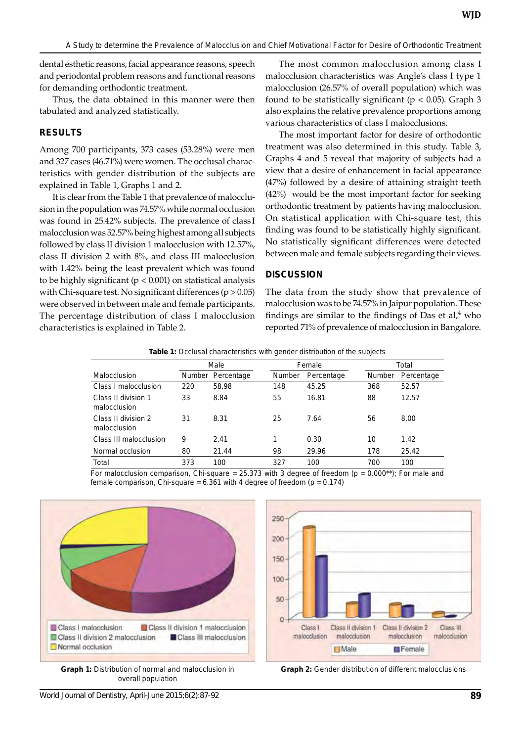dental esthetic reasons, facial appearance reasons, speech and periodontal problem reasons and functional reasons for demanding orthodontic treatment.

Thus, the data obtained in this manner were then tabulated and analyzed statistically.

## RESULTS

Among 700 participants, 373 cases (53.28%) were men and 327 cases (46.71%) were women. The occlusal characteristics with gender distribution of the subjects are explained in Table 1, Graphs 1 and 2.

It is clear from the Table 1 that prevalence of malocclusion in the population was 74.57% while normal occlusion was found in 25.42% subjects. The prevalence of class I malocclusion was 52.57% being highest among all subjects followed by class II division 1 malocclusion with 12.57%, class II division 2 with 8%, and class III malocclusion with 1.42% being the least prevalent which was found to be highly significant ($p < 0.001$) on statistical analysis with Chi-square test. No significant differences ($p > 0.05$) were observed in between male and female participants. The percentage distribution of class I malocclusion characteristics is explained in Table 2.

The most common malocclusion among class I malocclusion characteristics was Angle's class I type 1 malocclusion (26.57% of overall population) which was found to be statistically significant ($p < 0.05$). Graph 3 also explains the relative prevalence proportions among various characteristics of class I malocclusions.

The most important factor for desire of orthodontic treatment was also determined in this study. Table 3, Graphs 4 and 5 reveal that majority of subjects had a view that a desire of enhancement in facial appearance (47%) followed by a desire of attaining straight teeth (42%) would be the most important factor for seeking orthodontic treatment by patients having malocclusion. On statistical application with Chi-square test, this finding was found to be statistically highly significant. No statistically significant differences were detected between male and female subjects regarding their views.

## DISCUSSION

The data from the study show that prevalence of malocclusion was to be 74.57% in Jaipur population. These findings are similar to the findings of Das et al,[4] who reported 71% of prevalence of malocclusion in Bangalore.

**Table 1:** Occlusal characteristics with gender distribution of the subjects

| | Male | | Female | | Total | |
|---|---|---|---|---|---|---|
| Malocclusion | Number | Percentage | Number | Percentage | Number | Percentage |
| Class I malocclusion | 220 | 58.98 | 148 | 45.25 | 368 | 52.57 |
| Class II division 1 malocclusion | 33 | 8.84 | 55 | 16.81 | 88 | 12.57 |
| Class II division 2 malocclusion | 31 | 8.31 | 25 | 7.64 | 56 | 8.00 |
| Class III malocclusion | 9 | 2.41 | 1 | 0.30 | 10 | 1.42 |
| Normal occlusion | 80 | 21.44 | 98 | 29.96 | 178 | 25.42 |
| Total | 373 | 100 | 327 | 100 | 700 | 100 |

For malocclusion comparison, Chi-square = 25.373 with 3 degree of freedom ($p = 0.000$**); For male and female comparison, Chi-square = 6.361 with 4 degree of freedom ($p = 0.174$)

**Graph 1:** Distribution of normal and malocclusion in overall population

**Graph 2:** Gender distribution of different malocclusions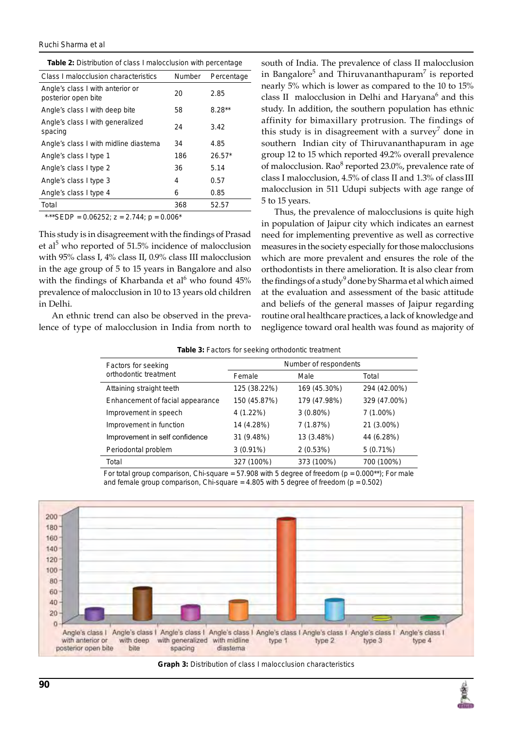**Table 2:** Distribution of class I malocclusion with percentage

| Class I malocclusion characteristics | Number | Percentage |
|---|---|---|
| Angle's class I with anterior or posterior open bite | 20 | 2.85 |
| Angle's class I with deep bite | 58 | 8.28** |
| Angle's class I with generalized spacing | 24 | 3.42 |
| Angle's class I with midline diastema | 34 | 4.85 |
| Angle's class I type 1 | 186 | 26.57* |
| Angle's class I type 2 | 36 | 5.14 |
| Angle's class I type 3 | 4 | 0.57 |
| Angle's class I type 4 | 6 | 0.85 |
| Total | 368 | 52.57 |

*-**SEDP = 0.06252; z = 2.744; p = 0.006*

This study is in disagreement with the findings of Prasad et al[5] who reported of 51.5% incidence of malocclusion with 95% class I, 4% class II, 0.9% class III malocclusion in the age group of 5 to 15 years in Bangalore and also with the findings of Kharbanda et al[6] who found 45% prevalence of malocclusion in 10 to 13 years old children in Delhi.

An ethnic trend can also be observed in the prevalence of type of malocclusion in India from north to south of India. The prevalence of class II malocclusion in Bangalore[5] and Thiruvananthapuram[7] is reported nearly 5% which is lower as compared to the 10 to 15% class II malocclusion in Delhi and Haryana[6] and this study. In addition, the southern population has ethnic affinity for bimaxillary protrusion. The findings of this study is in disagreement with a survey[7] done in southern Indian city of Thiruvananthapuram in age group 12 to 15 which reported 49.2% overall prevalence of malocclusion. Rao[8] reported 23.0%, prevalence rate of class I malocclusion, 4.5% of class II and 1.3% of class III malocclusion in 511 Udupi subjects with age range of 5 to 15 years.

Thus, the prevalence of malocclusions is quite high in population of Jaipur city which indicates an earnest need for implementing preventive as well as corrective measures in the society especially for those malocclusions which are more prevalent and ensures the role of the orthodontists in there amelioration. It is also clear from the findings of a study[9] done by Sharma et al which aimed at the evaluation and assessment of the basic attitude and beliefs of the general masses of Jaipur regarding routine oral healthcare practices, a lack of knowledge and negligence toward oral health was found as majority of

**Table 3:** Factors for seeking orthodontic treatment

| Factors for seeking orthodontic treatment | Number of respondents | | |
|---|---|---|---|
| | Female | Male | Total |
| Attaining straight teeth | 125 (38.22%) | 169 (45.30%) | 294 (42.00%) |
| Enhancement of facial appearance | 150 (45.87%) | 179 (47.98%) | 329 (47.00%) |
| Improvement in speech | 4 (1.22%) | 3 (0.80%) | 7 (1.00%) |
| Improvement in function | 14 (4.28%) | 7 (1.87%) | 21 (3.00%) |
| Improvement in self confidence | 31 (9.48%) | 13 (3.48%) | 44 (6.28%) |
| Periodontal problem | 3 (0.91%) | 2 (0.53%) | 5 (0.71%) |
| Total | 327 (100%) | 373 (100%) | 700 (100%) |

For total group comparison, Chi-square = 57.908 with 5 degree of freedom (p = 0.000**); For male and female group comparison, Chi-square = 4.805 with 5 degree of freedom (p = 0.502)

**Graph 3:** Distribution of class I malocclusion characteristics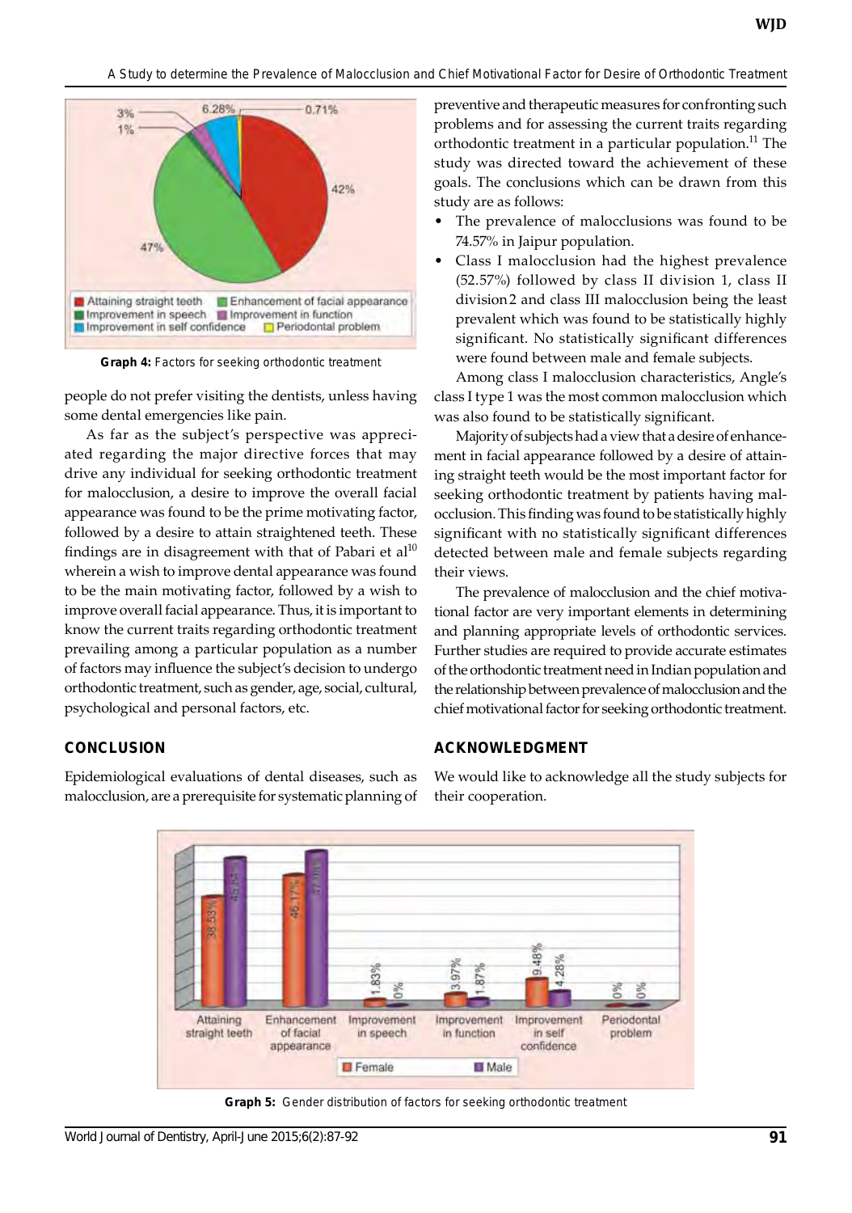Graph 4: Factors for seeking orthodontic treatment

people do not prefer visiting the dentists, unless having some dental emergencies like pain.

As far as the subject's perspective was appreciated regarding the major directive forces that may drive any individual for seeking orthodontic treatment for malocclusion, a desire to improve the overall facial appearance was found to be the prime motivating factor, followed by a desire to attain straightened teeth. These findings are in disagreement with that of Pabari et al[10] wherein a wish to improve dental appearance was found to be the main motivating factor, followed by a wish to improve overall facial appearance. Thus, it is important to know the current traits regarding orthodontic treatment prevailing among a particular population as a number of factors may influence the subject's decision to undergo orthodontic treatment, such as gender, age, social, cultural, psychological and personal factors, etc.

## CONCLUSION

Epidemiological evaluations of dental diseases, such as malocclusion, are a prerequisite for systematic planning of preventive and therapeutic measures for confronting such problems and for assessing the current traits regarding orthodontic treatment in a particular population.[11] The study was directed toward the achievement of these goals. The conclusions which can be drawn from this study are as follows:

- The prevalence of malocclusions was found to be 74.57% in Jaipur population.
- Class I malocclusion had the highest prevalence (52.57%) followed by class II division 1, class II division 2 and class III malocclusion being the least prevalent which was found to be statistically highly significant. No statistically significant differences were found between male and female subjects.

Among class I malocclusion characteristics, Angle's class I type 1 was the most common malocclusion which was also found to be statistically significant.

Majority of subjects had a view that a desire of enhancement in facial appearance followed by a desire of attaining straight teeth would be the most important factor for seeking orthodontic treatment by patients having malocclusion. This finding was found to be statistically highly significant with no statistically significant differences detected between male and female subjects regarding their views.

The prevalence of malocclusion and the chief motivational factor are very important elements in determining and planning appropriate levels of orthodontic services. Further studies are required to provide accurate estimates of the orthodontic treatment need in Indian population and the relationship between prevalence of malocclusion and the chief motivational factor for seeking orthodontic treatment.

## ACKNOWLEDGMENT

We would like to acknowledge all the study subjects for their cooperation.

Graph 5: Gender distribution of factors for seeking orthodontic treatment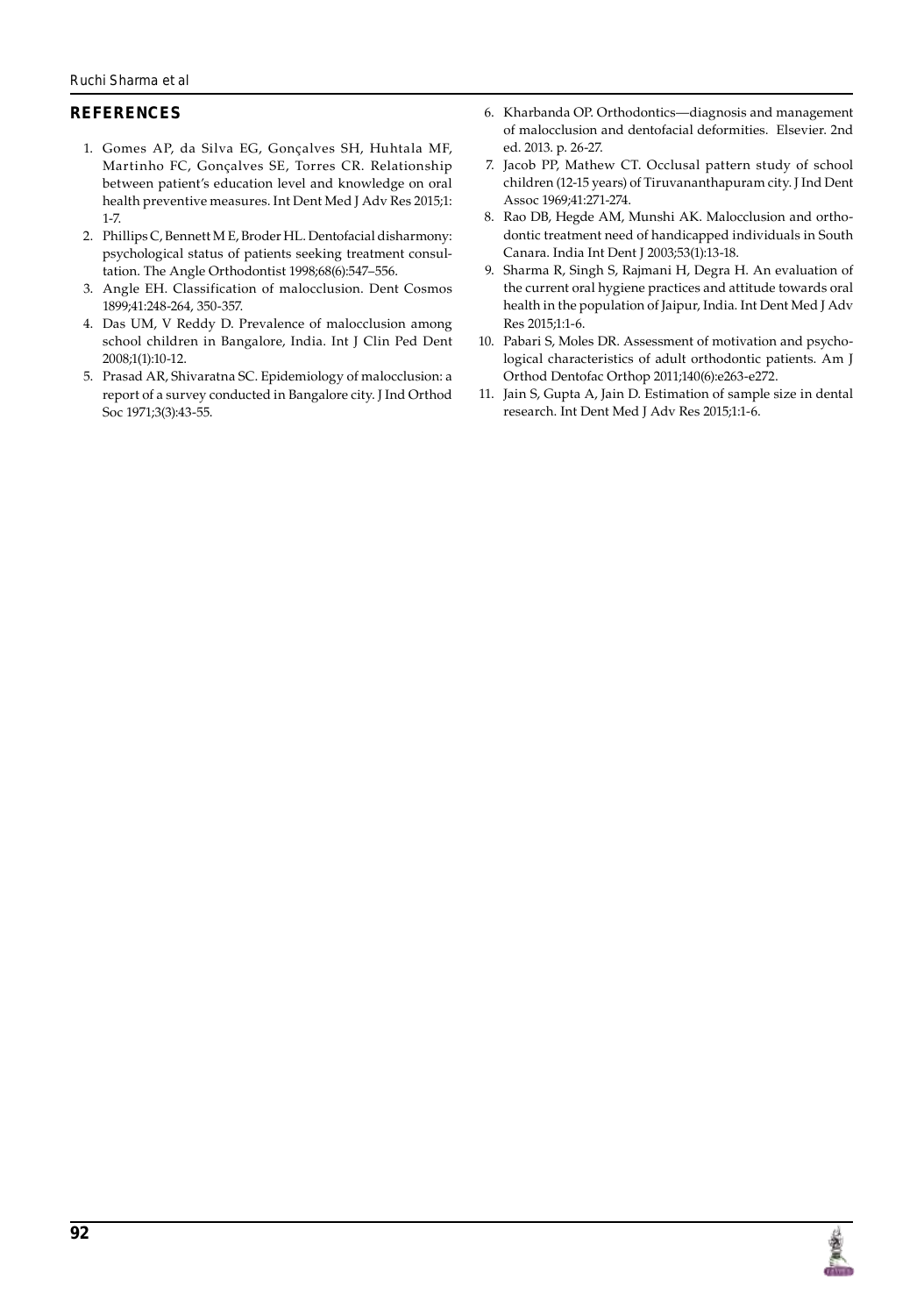## REFERENCES

1. Gomes AP, da Silva EG, Gonçalves SH, Huhtala MF, Martinho FC, Gonçalves SE, Torres CR. Relationship between patient's education level and knowledge on oral health preventive measures. Int Dent Med J Adv Res 2015;1: 1-7.
2. Phillips C, Bennett M E, Broder HL. Dentofacial disharmony: psychological status of patients seeking treatment consultation. The Angle Orthodontist 1998;68(6):547–556.
3. Angle EH. Classification of malocclusion. Dent Cosmos 1899;41:248-264, 350-357.
4. Das UM, V Reddy D. Prevalence of malocclusion among school children in Bangalore, India. Int J Clin Ped Dent 2008;1(1):10-12.
5. Prasad AR, Shivaratna SC. Epidemiology of malocclusion: a report of a survey conducted in Bangalore city. J Ind Orthod Soc 1971;3(3):43-55.
6. Kharbanda OP. Orthodontics—diagnosis and management of malocclusion and dentofacial deformities. Elsevier. 2nd ed. 2013. p. 26-27.
7. Jacob PP, Mathew CT. Occlusal pattern study of school children (12-15 years) of Tiruvananthapuram city. J Ind Dent Assoc 1969;41:271-274.
8. Rao DB, Hegde AM, Munshi AK. Malocclusion and orthodontic treatment need of handicapped individuals in South Canara. India Int Dent J 2003;53(1):13-18.
9. Sharma R, Singh S, Rajmani H, Degra H. An evaluation of the current oral hygiene practices and attitude towards oral health in the population of Jaipur, India. Int Dent Med J Adv Res 2015;1:1-6.
10. Pabari S, Moles DR. Assessment of motivation and psychological characteristics of adult orthodontic patients. Am J Orthod Dentofac Orthop 2011;140(6):e263-e272.
11. Jain S, Gupta A, Jain D. Estimation of sample size in dental research. Int Dent Med J Adv Res 2015;1:1-6.